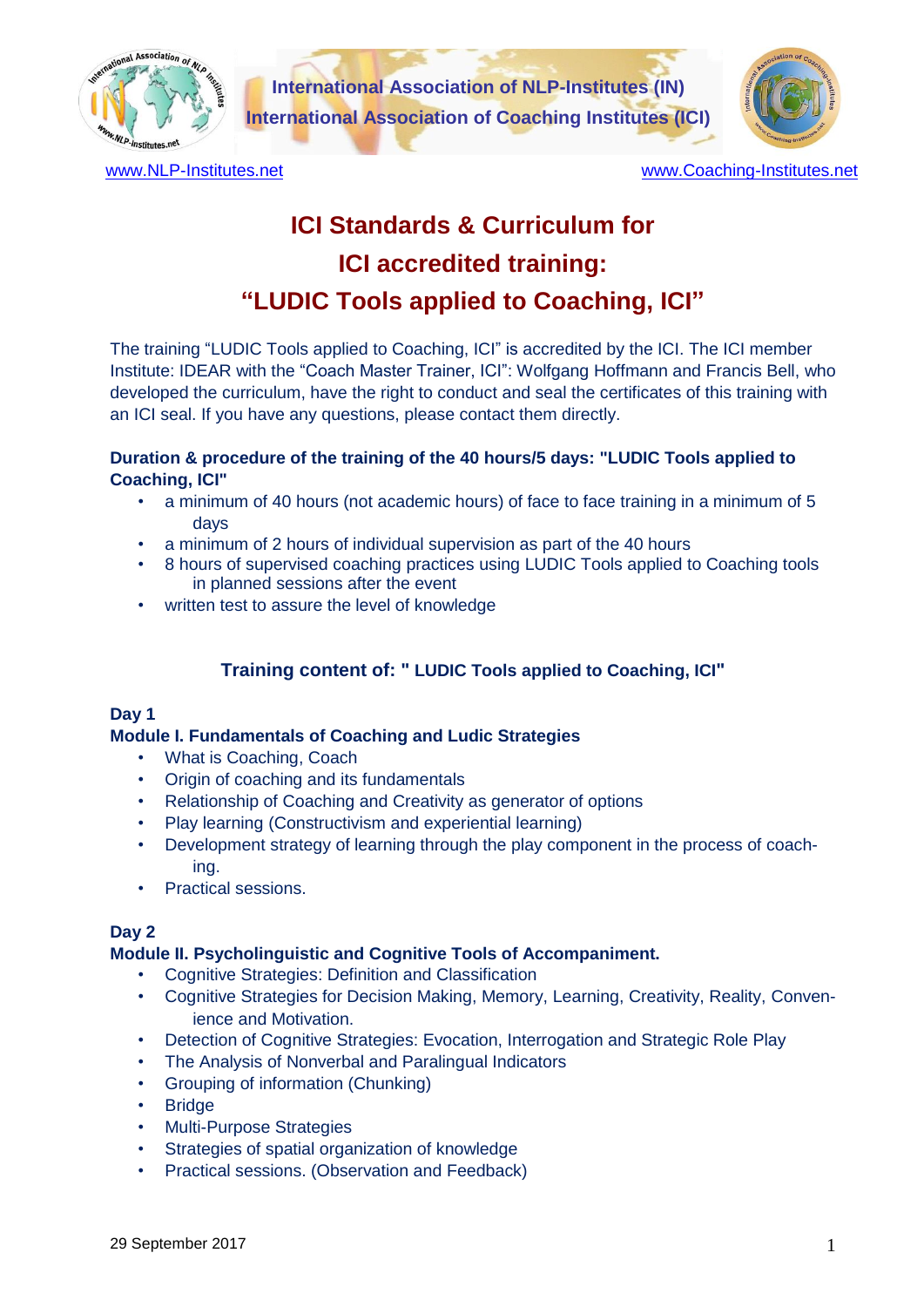International Association of NLP-Institutes (IN)
International Association of Coaching Institutes (ICI)

www.NLP-Institutes.net www.Coaching-Institutes.net

# ICI Standards & Curriculum for ICI accredited training: "LUDIC Tools applied to Coaching, ICI"

The training "LUDIC Tools applied to Coaching, ICI" is accredited by the ICI. The ICI member Institute: IDEAR with the "Coach Master Trainer, ICI": Wolfgang Hoffmann and Francis Bell, who developed the curriculum, have the right to conduct and seal the certificates of this training with an ICI seal. If you have any questions, please contact them directly.

### Duration & procedure of the training of the 40 hours/5 days: "LUDIC Tools applied to Coaching, ICI"

- a minimum of 40 hours (not academic hours) of face to face training in a minimum of 5 days
- a minimum of 2 hours of individual supervision as part of the 40 hours
- 8 hours of supervised coaching practices using LUDIC Tools applied to Coaching tools in planned sessions after the event
- written test to assure the level of knowledge

## Training content of: " LUDIC Tools applied to Coaching, ICI"

### Day 1
### Module I. Fundamentals of Coaching and Ludic Strategies

- What is Coaching, Coach
- Origin of coaching and its fundamentals
- Relationship of Coaching and Creativity as generator of options
- Play learning (Constructivism and experiential learning)
- Development strategy of learning through the play component in the process of coaching.
- Practical sessions.

### Day 2
### Module II. Psycholinguistic and Cognitive Tools of Accompaniment.

- Cognitive Strategies: Definition and Classification
- Cognitive Strategies for Decision Making, Memory, Learning, Creativity, Reality, Convenience and Motivation.
- Detection of Cognitive Strategies: Evocation, Interrogation and Strategic Role Play
- The Analysis of Nonverbal and Paralingual Indicators
- Grouping of information (Chunking)
- Bridge
- Multi-Purpose Strategies
- Strategies of spatial organization of knowledge
- Practical sessions. (Observation and Feedback)

29 September 2017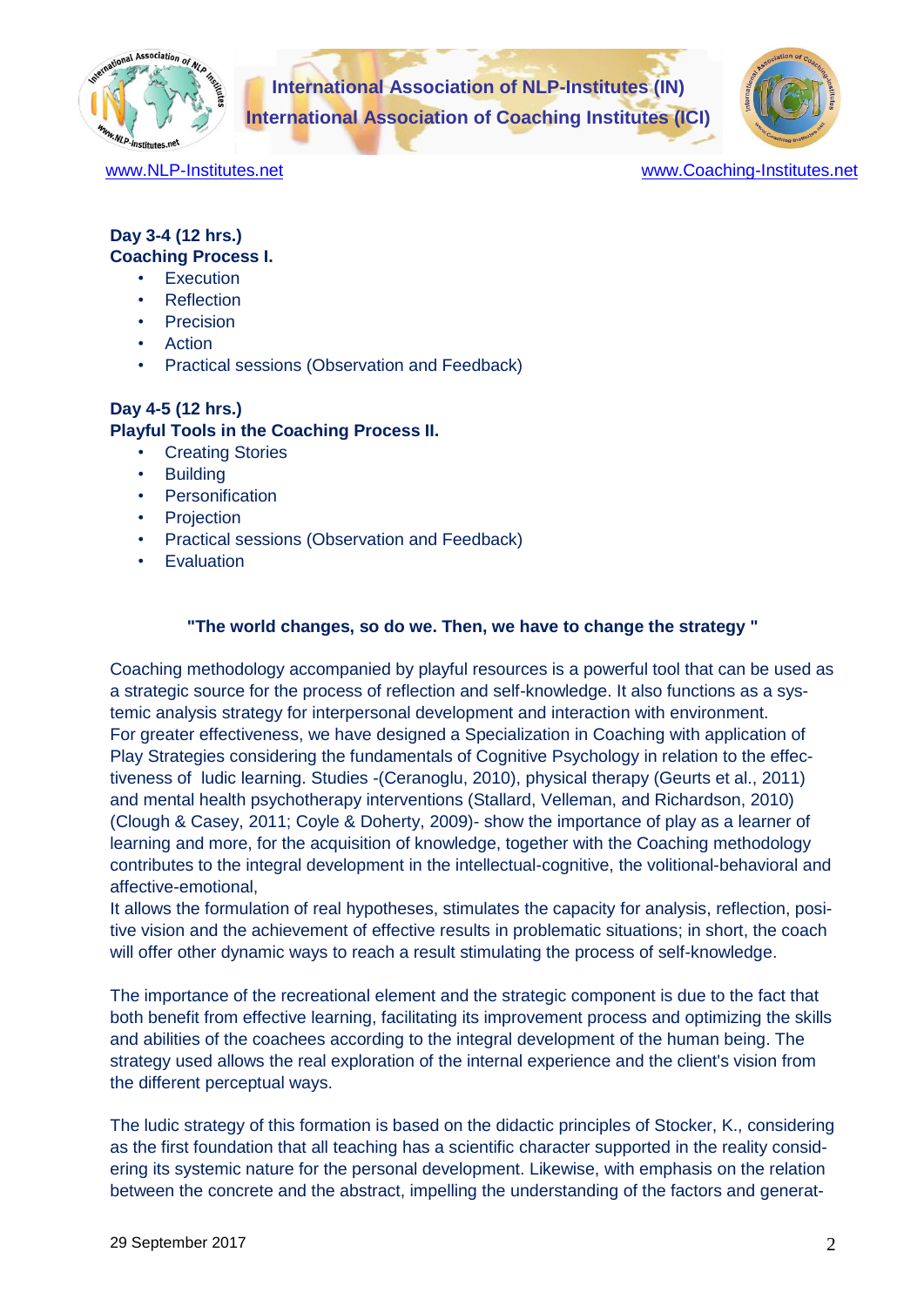**Day 3-4 (12 hrs.)**
**Coaching Process I.**

- Execution
- Reflection
- Precision
- Action
- Practical sessions (Observation and Feedback)

**Day 4-5 (12 hrs.)**
**Playful Tools in the Coaching Process II.**

- Creating Stories
- Building
- Personification
- Projection
- Practical sessions (Observation and Feedback)
- Evaluation

**"The world changes, so do we. Then, we have to change the strategy "**

Coaching methodology accompanied by playful resources is a powerful tool that can be used as a strategic source for the process of reflection and self-knowledge. It also functions as a systemic analysis strategy for interpersonal development and interaction with environment.
For greater effectiveness, we have designed a Specialization in Coaching with application of Play Strategies considering the fundamentals of Cognitive Psychology in relation to the effectiveness of ludic learning. Studies -(Ceranoglu, 2010), physical therapy (Geurts et al., 2011) and mental health psychotherapy interventions (Stallard, Velleman, and Richardson, 2010) (Clough & Casey, 2011; Coyle & Doherty, 2009)- show the importance of play as a learner of learning and more, for the acquisition of knowledge, together with the Coaching methodology contributes to the integral development in the intellectual-cognitive, the volitional-behavioral and affective-emotional,
It allows the formulation of real hypotheses, stimulates the capacity for analysis, reflection, positive vision and the achievement of effective results in problematic situations; in short, the coach will offer other dynamic ways to reach a result stimulating the process of self-knowledge.

The importance of the recreational element and the strategic component is due to the fact that both benefit from effective learning, facilitating its improvement process and optimizing the skills and abilities of the coachees according to the integral development of the human being. The strategy used allows the real exploration of the internal experience and the client's vision from the different perceptual ways.

The ludic strategy of this formation is based on the didactic principles of Stocker, K., considering as the first foundation that all teaching has a scientific character supported in the reality considering its systemic nature for the personal development. Likewise, with emphasis on the relation between the concrete and the abstract, impelling the understanding of the factors and generat-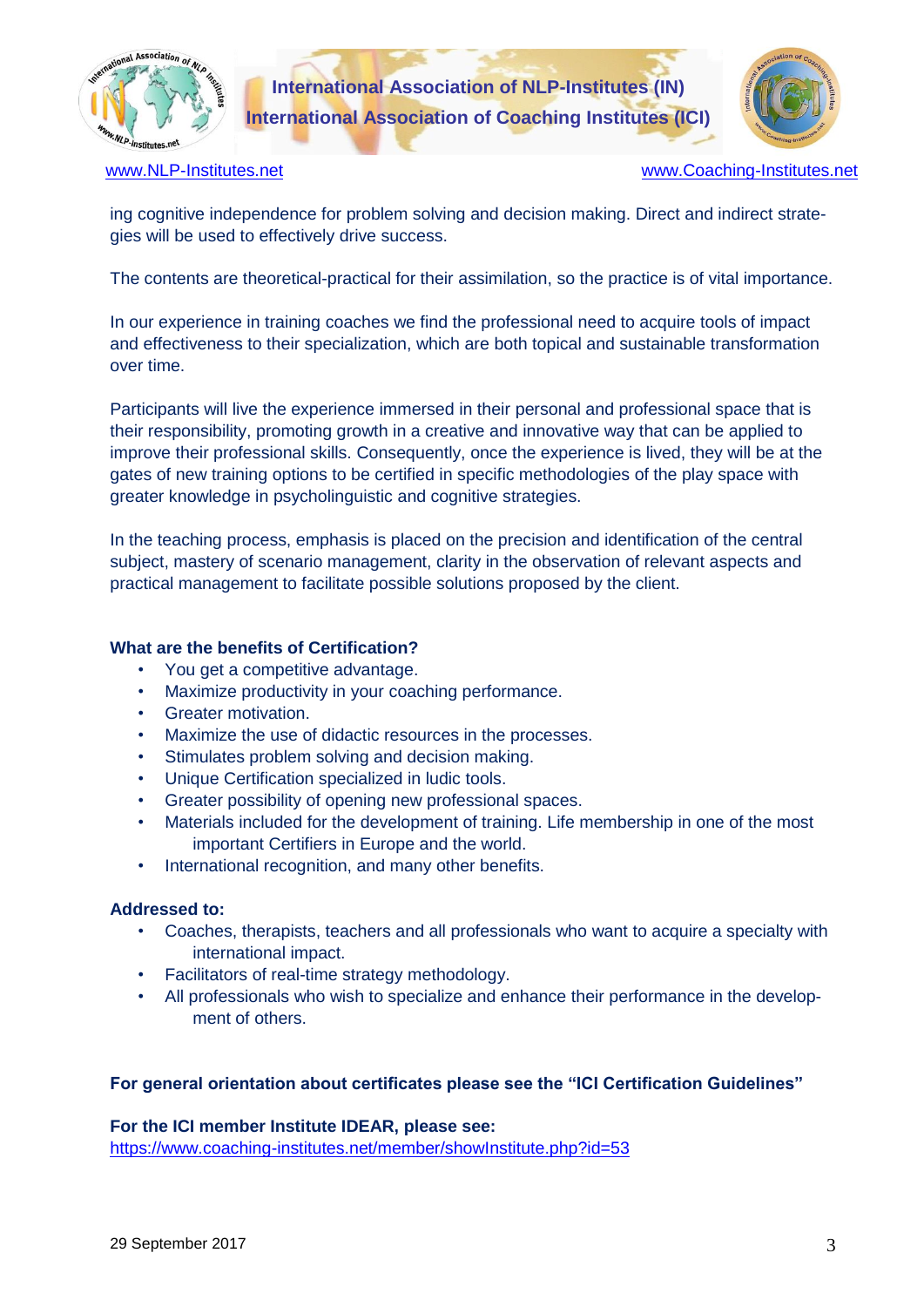ing cognitive independence for problem solving and decision making. Direct and indirect strategies will be used to effectively drive success.

The contents are theoretical-practical for their assimilation, so the practice is of vital importance.

In our experience in training coaches we find the professional need to acquire tools of impact and effectiveness to their specialization, which are both topical and sustainable transformation over time.

Participants will live the experience immersed in their personal and professional space that is their responsibility, promoting growth in a creative and innovative way that can be applied to improve their professional skills. Consequently, once the experience is lived, they will be at the gates of new training options to be certified in specific methodologies of the play space with greater knowledge in psycholinguistic and cognitive strategies.

In the teaching process, emphasis is placed on the precision and identification of the central subject, mastery of scenario management, clarity in the observation of relevant aspects and practical management to facilitate possible solutions proposed by the client.

**What are the benefits of Certification?**

- You get a competitive advantage.
- Maximize productivity in your coaching performance.
- Greater motivation.
- Maximize the use of didactic resources in the processes.
- Stimulates problem solving and decision making.
- Unique Certification specialized in ludic tools.
- Greater possibility of opening new professional spaces.
- Materials included for the development of training. Life membership in one of the most important Certifiers in Europe and the world.
- International recognition, and many other benefits.

**Addressed to:**

- Coaches, therapists, teachers and all professionals who want to acquire a specialty with international impact.
- Facilitators of real-time strategy methodology.
- All professionals who wish to specialize and enhance their performance in the development of others.

**For general orientation about certificates please see the “ICI Certification Guidelines”**

**For the ICI member Institute IDEAR, please see:**
https://www.coaching-institutes.net/member/showInstitute.php?id=53